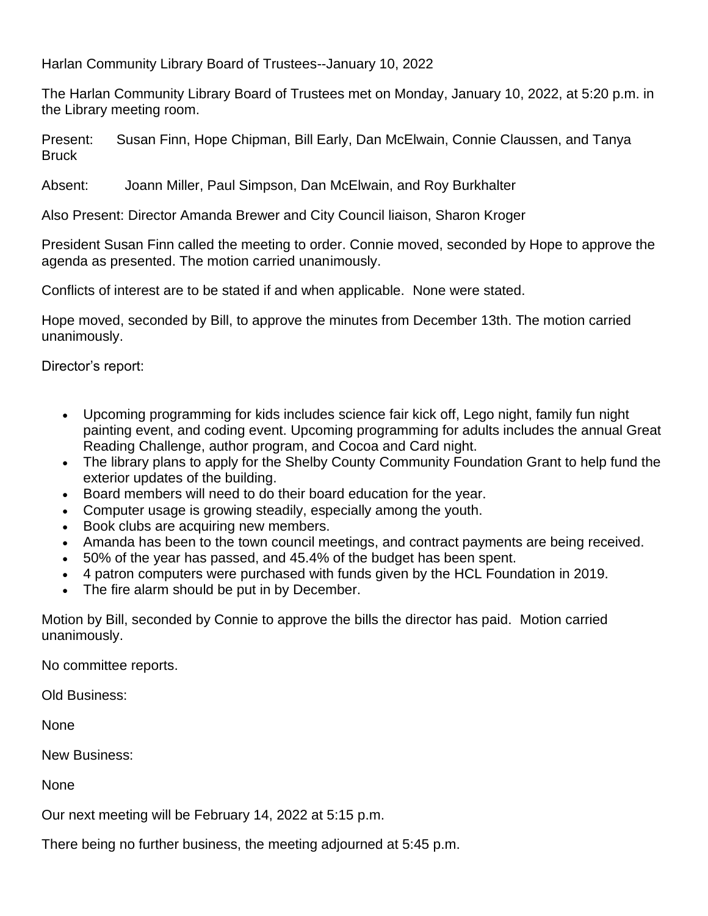Harlan Community Library Board of Trustees--January 10, 2022

The Harlan Community Library Board of Trustees met on Monday, January 10, 2022, at 5:20 p.m. in the Library meeting room.

Present: Susan Finn, Hope Chipman, Bill Early, Dan McElwain, Connie Claussen, and Tanya Bruck

Absent: Joann Miller, Paul Simpson, Dan McElwain, and Roy Burkhalter

Also Present: Director Amanda Brewer and City Council liaison, Sharon Kroger

President Susan Finn called the meeting to order. Connie moved, seconded by Hope to approve the agenda as presented. The motion carried unanimously.

Conflicts of interest are to be stated if and when applicable. None were stated.

Hope moved, seconded by Bill, to approve the minutes from December 13th. The motion carried unanimously.

Director's report:

- Upcoming programming for kids includes science fair kick off, Lego night, family fun night painting event, and coding event. Upcoming programming for adults includes the annual Great Reading Challenge, author program, and Cocoa and Card night.
- The library plans to apply for the Shelby County Community Foundation Grant to help fund the exterior updates of the building.
- Board members will need to do their board education for the year.
- Computer usage is growing steadily, especially among the youth.
- Book clubs are acquiring new members.
- Amanda has been to the town council meetings, and contract payments are being received.
- 50% of the year has passed, and 45.4% of the budget has been spent.
- 4 patron computers were purchased with funds given by the HCL Foundation in 2019.
- The fire alarm should be put in by December.

Motion by Bill, seconded by Connie to approve the bills the director has paid. Motion carried unanimously.

No committee reports.

Old Business:

None

New Business:

None

Our next meeting will be February 14, 2022 at 5:15 p.m.

There being no further business, the meeting adjourned at 5:45 p.m.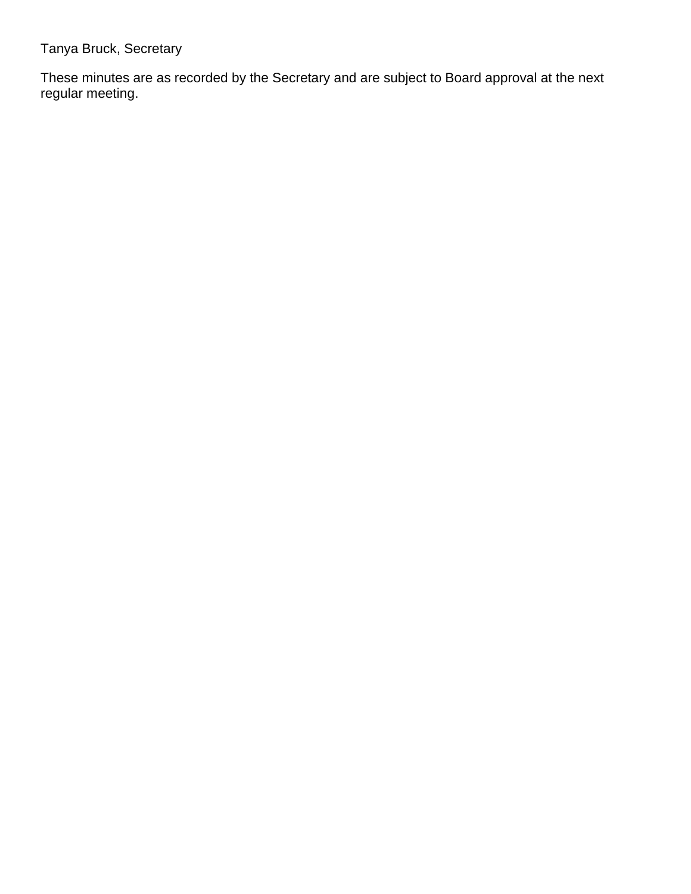Tanya Bruck, Secretary

These minutes are as recorded by the Secretary and are subject to Board approval at the next regular meeting.